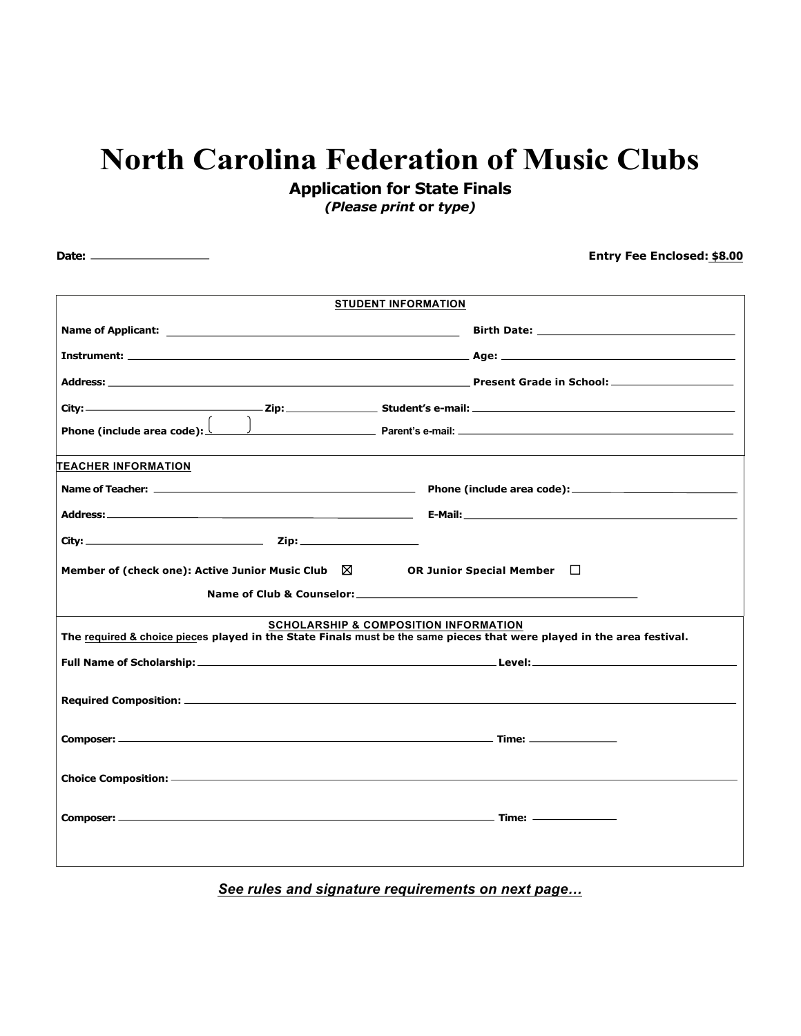# North Carolina Federation of Music Clubs

**Application for State Finals**

***(Please print* or *type)***

**Date:** ________________ **Entry Fee Enclosed:** **$8.00**

**STUDENT INFORMATION**

**Name of Applicant:** ______________________ **Birth Date:** ______________________

**Instrument:** ______________________ **Age:** ______________________

**Address:** ______________________ **Present Grade in School:** ______________________

**City:** ______________ **Zip:** __________ **Student's e-mail:** ______________________

**Phone (include area code):** ( ) ______________________ **Parent's e-mail:** ______________________

**TEACHER INFORMATION**

**Name of Teacher:** ______________________ **Phone (include area code):** ______________________

**Address:** ______________________ **E-Mail:** ______________________

**City:** ______________ **Zip:** ______________

**Member of (check one): Active Junior Music Club** ☒ **OR Junior Special Member** ☐

**Name of Club & Counselor:** ______________________

**SCHOLARSHIP & COMPOSITION INFORMATION**

**The required & choice pieces played in the State Finals must be the same pieces that were played in the area festival.**

**Full Name of Scholarship:** ______________________ **Level:** ______________________

**Required Composition:** ______________________

**Composer:** ______________________ **Time:** __________

**Choice Composition:** ______________________

**Composer:** ______________________ **Time:** __________

***See rules and signature requirements on next page…***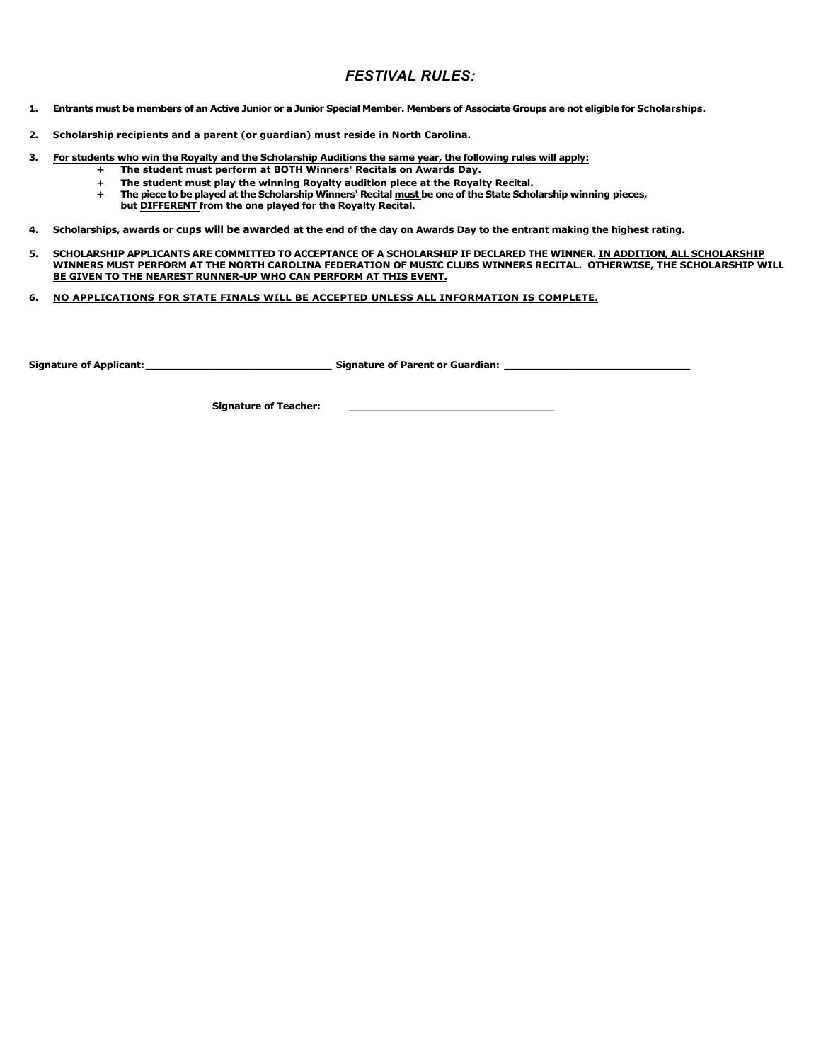# ***FESTIVAL RULES:***

1. **Entrants must be members of an Active Junior or a Junior Special Member. Members of Associate Groups are not eligible for Scholarships.**

2. **Scholarship recipients and a parent (or guardian) must reside in North Carolina.**

3. **<u>For students who win the Royalty and the Scholarship Auditions the same year, the following rules will apply:</u>**
   - **+ The student must perform at BOTH Winners' Recitals on Awards Day.**
   - **+ The student <u>must</u> play the winning Royalty audition piece at the Royalty Recital.**
   - **+ The piece to be played at the Scholarship Winners' Recital <u>must</u> be one of the State Scholarship winning pieces, but <u>DIFFERENT</u> from the one played for the Royalty Recital.**

4. **Scholarships, awards or cups will be awarded at the end of the day on Awards Day to the entrant making the highest rating.**

5. **SCHOLARSHIP APPLICANTS ARE COMMITTED TO ACCEPTANCE OF A SCHOLARSHIP IF DECLARED THE WINNER. <u>IN ADDITION, ALL SCHOLARSHIP WINNERS MUST PERFORM AT THE NORTH CAROLINA FEDERATION OF MUSIC CLUBS WINNERS RECITAL. OTHERWISE, THE SCHOLARSHIP WILL BE GIVEN TO THE NEAREST RUNNER-UP WHO CAN PERFORM AT THIS EVENT.</u>**

6. **<u>NO APPLICATIONS FOR STATE FINALS WILL BE ACCEPTED UNLESS ALL INFORMATION IS COMPLETE.</u>**

**Signature of Applicant:**\_\_\_\_\_\_\_\_\_\_\_\_\_\_\_\_\_\_\_\_\_\_\_\_\_\_\_\_\_\_ **Signature of Parent or Guardian:** \_\_\_\_\_\_\_\_\_\_\_\_\_\_\_\_\_\_\_\_\_\_\_\_\_\_\_\_\_\_

**Signature of Teacher:** \_\_\_\_\_\_\_\_\_\_\_\_\_\_\_\_\_\_\_\_\_\_\_\_\_\_\_\_\_\_